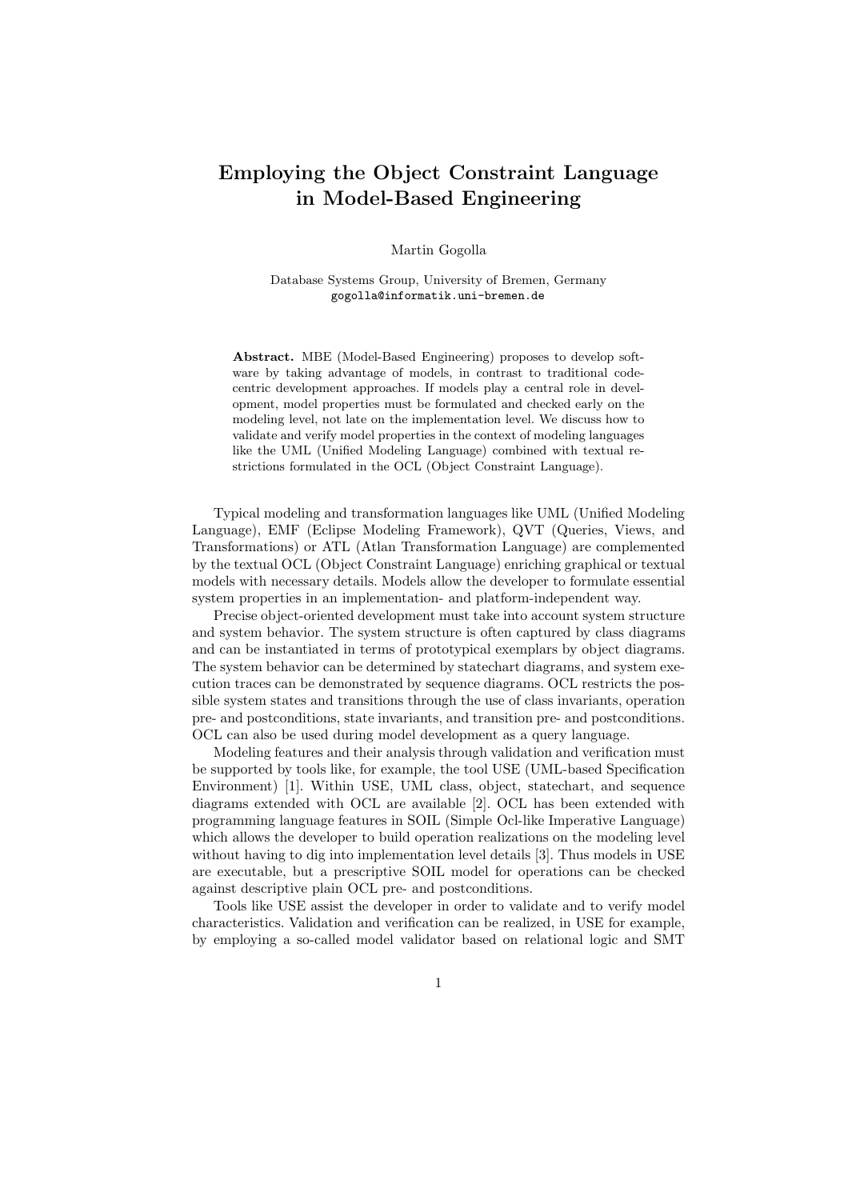# Employing the Object Constraint Language in Model-Based Engineering

Martin Gogolla

Database Systems Group, University of Bremen, Germany
gogolla@informatik.uni-bremen.de

**Abstract.** MBE (Model-Based Engineering) proposes to develop software by taking advantage of models, in contrast to traditional code-centric development approaches. If models play a central role in development, model properties must be formulated and checked early on the modeling level, not late on the implementation level. We discuss how to validate and verify model properties in the context of modeling languages like the UML (Unified Modeling Language) combined with textual restrictions formulated in the OCL (Object Constraint Language).

Typical modeling and transformation languages like UML (Unified Modeling Language), EMF (Eclipse Modeling Framework), QVT (Queries, Views, and Transformations) or ATL (Atlan Transformation Language) are complemented by the textual OCL (Object Constraint Language) enriching graphical or textual models with necessary details. Models allow the developer to formulate essential system properties in an implementation- and platform-independent way.

Precise object-oriented development must take into account system structure and system behavior. The system structure is often captured by class diagrams and can be instantiated in terms of prototypical exemplars by object diagrams. The system behavior can be determined by statechart diagrams, and system execution traces can be demonstrated by sequence diagrams. OCL restricts the possible system states and transitions through the use of class invariants, operation pre- and postconditions, state invariants, and transition pre- and postconditions. OCL can also be used during model development as a query language.

Modeling features and their analysis through validation and verification must be supported by tools like, for example, the tool USE (UML-based Specification Environment) [1]. Within USE, UML class, object, statechart, and sequence diagrams extended with OCL are available [2]. OCL has been extended with programming language features in SOIL (Simple Ocl-like Imperative Language) which allows the developer to build operation realizations on the modeling level without having to dig into implementation level details [3]. Thus models in USE are executable, but a prescriptive SOIL model for operations can be checked against descriptive plain OCL pre- and postconditions.

Tools like USE assist the developer in order to validate and to verify model characteristics. Validation and verification can be realized, in USE for example, by employing a so-called model validator based on relational logic and SMT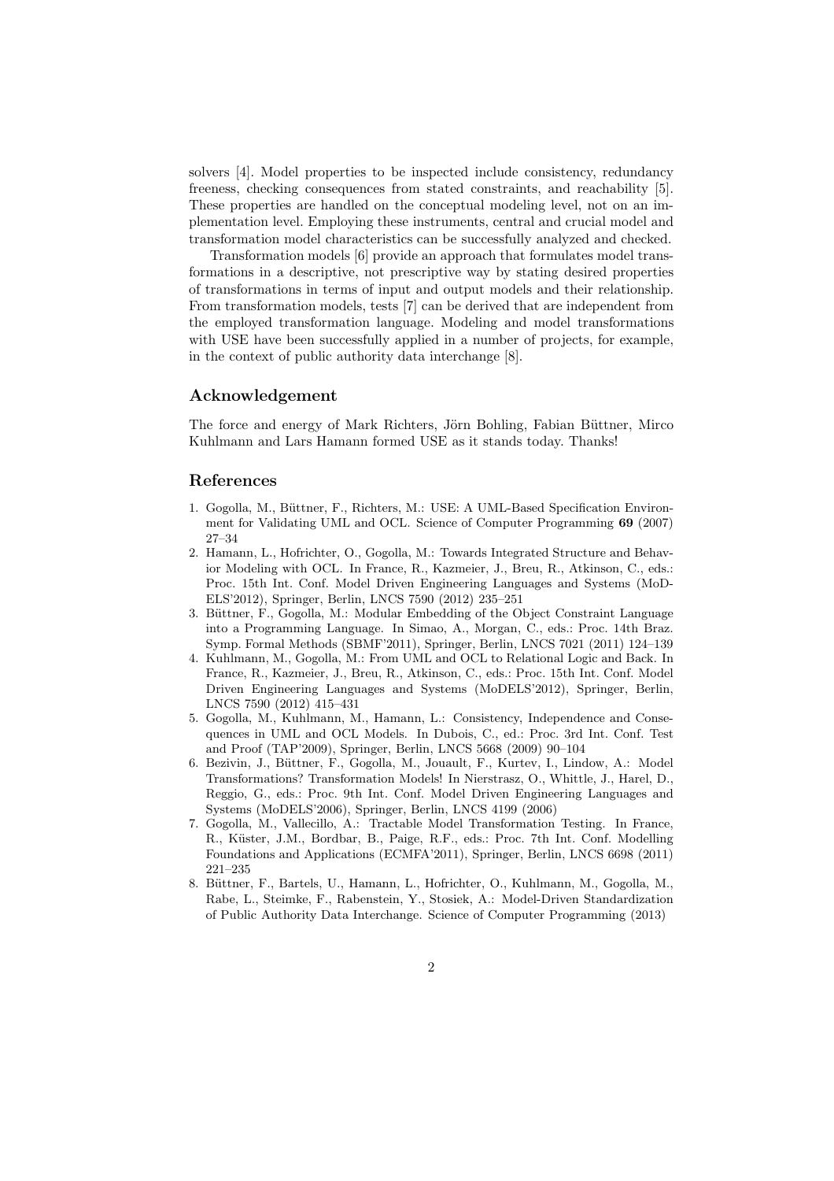solvers [4]. Model properties to be inspected include consistency, redundancy freeness, checking consequences from stated constraints, and reachability [5]. These properties are handled on the conceptual modeling level, not on an implementation level. Employing these instruments, central and crucial model and transformation model characteristics can be successfully analyzed and checked.

Transformation models [6] provide an approach that formulates model transformations in a descriptive, not prescriptive way by stating desired properties of transformations in terms of input and output models and their relationship. From transformation models, tests [7] can be derived that are independent from the employed transformation language. Modeling and model transformations with USE have been successfully applied in a number of projects, for example, in the context of public authority data interchange [8].

## Acknowledgement

The force and energy of Mark Richters, Jörn Bohling, Fabian Büttner, Mirco Kuhlmann and Lars Hamann formed USE as it stands today. Thanks!

## References

1. Gogolla, M., Büttner, F., Richters, M.: USE: A UML-Based Specification Environment for Validating UML and OCL. Science of Computer Programming **69** (2007) 27–34
2. Hamann, L., Hofrichter, O., Gogolla, M.: Towards Integrated Structure and Behavior Modeling with OCL. In France, R., Kazmeier, J., Breu, R., Atkinson, C., eds.: Proc. 15th Int. Conf. Model Driven Engineering Languages and Systems (MoDELS'2012), Springer, Berlin, LNCS 7590 (2012) 235–251
3. Büttner, F., Gogolla, M.: Modular Embedding of the Object Constraint Language into a Programming Language. In Simao, A., Morgan, C., eds.: Proc. 14th Braz. Symp. Formal Methods (SBMF'2011), Springer, Berlin, LNCS 7021 (2011) 124–139
4. Kuhlmann, M., Gogolla, M.: From UML and OCL to Relational Logic and Back. In France, R., Kazmeier, J., Breu, R., Atkinson, C., eds.: Proc. 15th Int. Conf. Model Driven Engineering Languages and Systems (MoDELS'2012), Springer, Berlin, LNCS 7590 (2012) 415–431
5. Gogolla, M., Kuhlmann, M., Hamann, L.: Consistency, Independence and Consequences in UML and OCL Models. In Dubois, C., ed.: Proc. 3rd Int. Conf. Test and Proof (TAP'2009), Springer, Berlin, LNCS 5668 (2009) 90–104
6. Bezivin, J., Büttner, F., Gogolla, M., Jouault, F., Kurtev, I., Lindow, A.: Model Transformations? Transformation Models! In Nierstrasz, O., Whittle, J., Harel, D., Reggio, G., eds.: Proc. 9th Int. Conf. Model Driven Engineering Languages and Systems (MoDELS'2006), Springer, Berlin, LNCS 4199 (2006)
7. Gogolla, M., Vallecillo, A.: Tractable Model Transformation Testing. In France, R., Küster, J.M., Bordbar, B., Paige, R.F., eds.: Proc. 7th Int. Conf. Modelling Foundations and Applications (ECMFA'2011), Springer, Berlin, LNCS 6698 (2011) 221–235
8. Büttner, F., Bartels, U., Hamann, L., Hofrichter, O., Kuhlmann, M., Gogolla, M., Rabe, L., Steimke, F., Rabenstein, Y., Stosiek, A.: Model-Driven Standardization of Public Authority Data Interchange. Science of Computer Programming (2013)